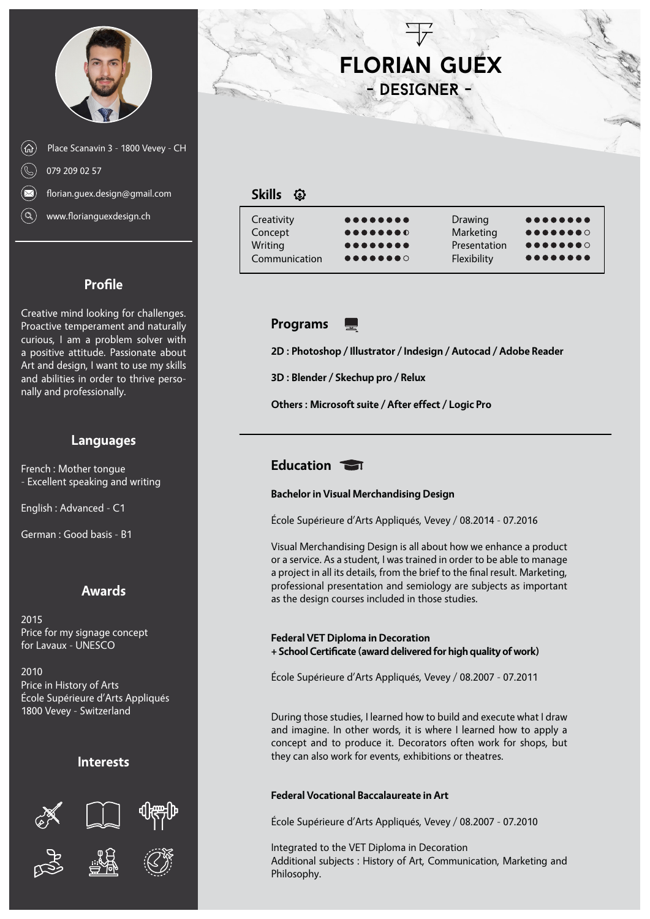# FLORIAN GUEX

## - DESIGNER -

Place Scanavin 3 - 1800 Vevey - CH

079 209 02 57

florian.guex.design@gmail.com

www.florianguexdesign.ch

## Profile

Creative mind looking for challenges. Proactive temperament and naturally curious, I am a problem solver with a positive attitude. Passionate about Art and design, I want to use my skills and abilities in order to thrive personally and professionally.

## Languages

French : Mother tongue
- Excellent speaking and writing

English : Advanced - C1

German : Good basis - B1

## Awards

2015
Price for my signage concept
for Lavaux - UNESCO

2010
Price in History of Arts
École Supérieure d'Arts Appliqués
1800 Vevey - Switzerland

## Interests

## Skills

| Skill | Level | Skill | Level |
|---|---|---|---|
| Creativity | ●●●●●●●● | Drawing | ●●●●●●●● |
| Concept | ●●●●●●●◐ | Marketing | ●●●●●●●○ |
| Writing | ●●●●●●●● | Presentation | ●●●●●●●○ |
| Communication | ●●●●●●●○ | Flexibility | ●●●●●●●● |

## Programs

**2D : Photoshop / Illustrator / Indesign / Autocad / Adobe Reader**

**3D : Blender / Skechup pro / Relux**

**Others : Microsoft suite / After effect / Logic Pro**

## Education

**Bachelor in Visual Merchandising Design**

École Supérieure d'Arts Appliqués, Vevey / 08.2014 - 07.2016

Visual Merchandising Design is all about how we enhance a product or a service. As a student, I was trained in order to be able to manage a project in all its details, from the brief to the final result. Marketing, professional presentation and semiology are subjects as important as the design courses included in those studies.

**Federal VET Diploma in Decoration**
**+ School Certificate (award delivered for high quality of work)**

École Supérieure d'Arts Appliqués, Vevey / 08.2007 - 07.2011

During those studies, I learned how to build and execute what I draw and imagine. In other words, it is where I learned how to apply a concept and to produce it. Decorators often work for shops, but they can also work for events, exhibitions or theatres.

**Federal Vocational Baccalaureate in Art**

École Supérieure d'Arts Appliqués, Vevey / 08.2007 - 07.2010

Integrated to the VET Diploma in Decoration
Additional subjects : History of Art, Communication, Marketing and Philosophy.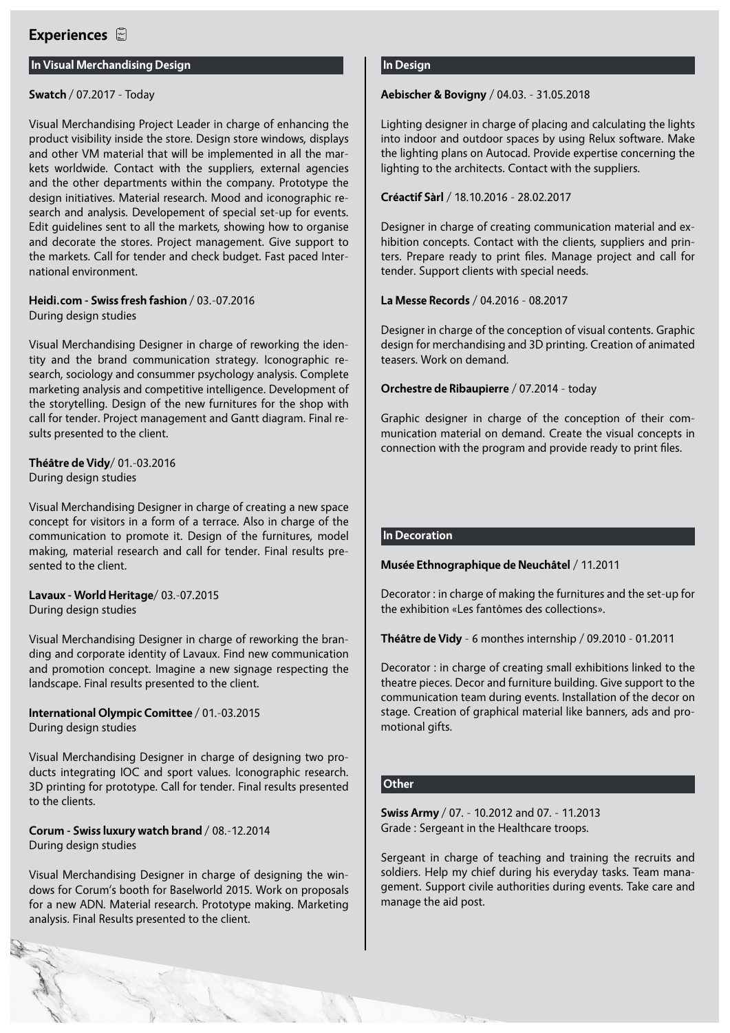## Experiences

### In Visual Merchandising Design

**Swatch** / 07.2017 - Today

Visual Merchandising Project Leader in charge of enhancing the product visibility inside the store. Design store windows, displays and other VM material that will be implemented in all the markets worldwide. Contact with the suppliers, external agencies and the other departments within the company. Prototype the design initiatives. Material research. Mood and iconographic research and analysis. Developement of special set-up for events. Edit guidelines sent to all the markets, showing how to organise and decorate the stores. Project management. Give support to the markets. Call for tender and check budget. Fast paced International environment.

**Heidi.com - Swiss fresh fashion** / 03.-07.2016
During design studies

Visual Merchandising Designer in charge of reworking the identity and the brand communication strategy. Iconographic research, sociology and consummer psychology analysis. Complete marketing analysis and competitive intelligence. Development of the storytelling. Design of the new furnitures for the shop with call for tender. Project management and Gantt diagram. Final results presented to the client.

**Théâtre de Vidy**/ 01.-03.2016
During design studies

Visual Merchandising Designer in charge of creating a new space concept for visitors in a form of a terrace. Also in charge of the communication to promote it. Design of the furnitures, model making, material research and call for tender. Final results presented to the client.

**Lavaux - World Heritage**/ 03.-07.2015
During design studies

Visual Merchandising Designer in charge of reworking the branding and corporate identity of Lavaux. Find new communication and promotion concept. Imagine a new signage respecting the landscape. Final results presented to the client.

**International Olympic Comittee** / 01.-03.2015
During design studies

Visual Merchandising Designer in charge of designing two products integrating IOC and sport values. Iconographic research. 3D printing for prototype. Call for tender. Final results presented to the clients.

**Corum - Swiss luxury watch brand** / 08.-12.2014
During design studies

Visual Merchandising Designer in charge of designing the windows for Corum's booth for Baselworld 2015. Work on proposals for a new ADN. Material research. Prototype making. Marketing analysis. Final Results presented to the client.

### In Design

**Aebischer & Bovigny** / 04.03. - 31.05.2018

Lighting designer in charge of placing and calculating the lights into indoor and outdoor spaces by using Relux software. Make the lighting plans on Autocad. Provide expertise concerning the lighting to the architects. Contact with the suppliers.

**Créactif Sàrl** / 18.10.2016 - 28.02.2017

Designer in charge of creating communication material and exhibition concepts. Contact with the clients, suppliers and printers. Prepare ready to print files. Manage project and call for tender. Support clients with special needs.

**La Messe Records** / 04.2016 - 08.2017

Designer in charge of the conception of visual contents. Graphic design for merchandising and 3D printing. Creation of animated teasers. Work on demand.

**Orchestre de Ribaupierre** / 07.2014 - today

Graphic designer in charge of the conception of their communication material on demand. Create the visual concepts in connection with the program and provide ready to print files.

### In Decoration

**Musée Ethnographique de Neuchâtel** / 11.2011

Decorator : in charge of making the furnitures and the set-up for the exhibition «Les fantômes des collections».

**Théâtre de Vidy** - 6 monthes internship / 09.2010 - 01.2011

Decorator : in charge of creating small exhibitions linked to the theatre pieces. Decor and furniture building. Give support to the communication team during events. Installation of the decor on stage. Creation of graphical material like banners, ads and promotional gifts.

### Other

**Swiss Army** / 07. - 10.2012 and 07. - 11.2013
Grade : Sergeant in the Healthcare troops.

Sergeant in charge of teaching and training the recruits and soldiers. Help my chief during his everyday tasks. Team management. Support civile authorities during events. Take care and manage the aid post.